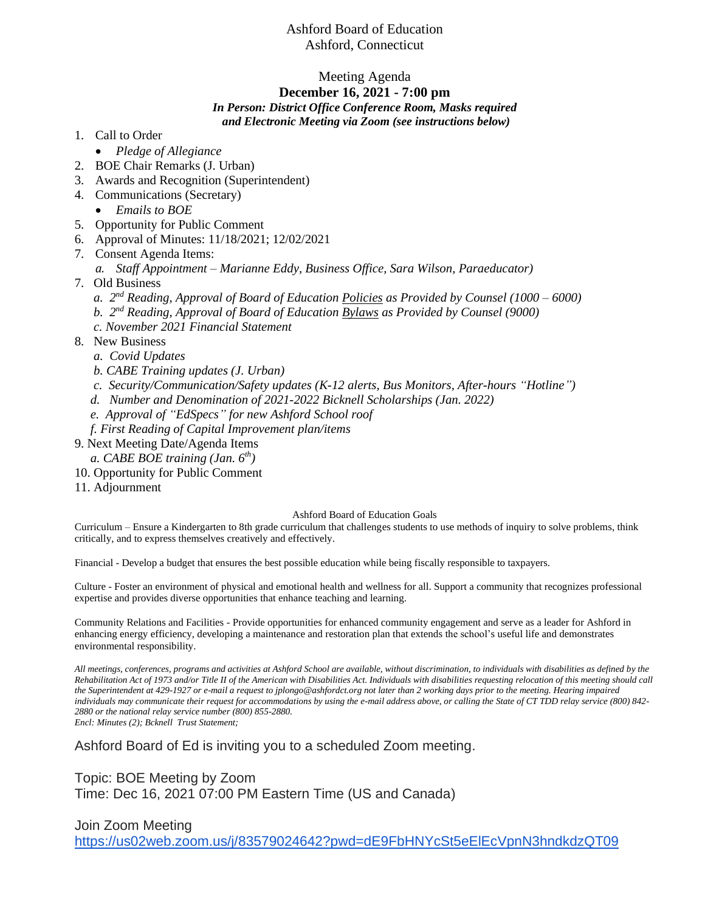# Ashford Board of Education
## Ashford, Connecticut

### Meeting Agenda
**December 16, 2021 - 7:00 pm**
***In Person: District Office Conference Room, Masks required and Electronic Meeting via Zoom (see instructions below)***

1. Call to Order
   - *Pledge of Allegiance*
2. BOE Chair Remarks (J. Urban)
3. Awards and Recognition (Superintendent)
4. Communications (Secretary)
   - *Emails to BOE*
5. Opportunity for Public Comment
6. Approval of Minutes: 11/18/2021; 12/02/2021
7. Consent Agenda Items:
   a. *Staff Appointment – Marianne Eddy, Business Office, Sara Wilson, Paraeducator)*

7. Old Business
   a. *2nd Reading, Approval of Board of Education Policies as Provided by Counsel (1000 – 6000)*
   b. *2nd Reading, Approval of Board of Education Bylaws as Provided by Counsel (9000)*
   c. *November 2021 Financial Statement*

8. New Business
   a. *Covid Updates*
   b. *CABE Training updates (J. Urban)*
   c. *Security/Communication/Safety updates (K-12 alerts, Bus Monitors, After-hours "Hotline")*
   d. *Number and Denomination of 2021-2022 Bicknell Scholarships (Jan. 2022)*
   e. *Approval of "EdSpecs" for new Ashford School roof*
   f. *First Reading of Capital Improvement plan/items*

9. Next Meeting Date/Agenda Items
   a. *CABE BOE training (Jan. 6th)*

10. Opportunity for Public Comment
11. Adjournment

Ashford Board of Education Goals

Curriculum – Ensure a Kindergarten to 8th grade curriculum that challenges students to use methods of inquiry to solve problems, think critically, and to express themselves creatively and effectively.

Financial - Develop a budget that ensures the best possible education while being fiscally responsible to taxpayers.

Culture - Foster an environment of physical and emotional health and wellness for all. Support a community that recognizes professional expertise and provides diverse opportunities that enhance teaching and learning.

Community Relations and Facilities - Provide opportunities for enhanced community engagement and serve as a leader for Ashford in enhancing energy efficiency, developing a maintenance and restoration plan that extends the school's useful life and demonstrates environmental responsibility.

*All meetings, conferences, programs and activities at Ashford School are available, without discrimination, to individuals with disabilities as defined by the Rehabilitation Act of 1973 and/or Title II of the American with Disabilities Act. Individuals with disabilities requesting relocation of this meeting should call the Superintendent at 429-1927 or e-mail a request to jplongo@ashfordct.org not later than 2 working days prior to the meeting. Hearing impaired individuals may communicate their request for accommodations by using the e-mail address above, or calling the State of CT TDD relay service (800) 842-2880 or the national relay service number (800) 855-2880.*
*Encl: Minutes (2); Bcknell Trust Statement;*

Ashford Board of Ed is inviting you to a scheduled Zoom meeting.

Topic: BOE Meeting by Zoom
Time: Dec 16, 2021 07:00 PM Eastern Time (US and Canada)

Join Zoom Meeting
https://us02web.zoom.us/j/83579024642?pwd=dE9FbHNYcSt5eElEcVpnN3hndkdzQT09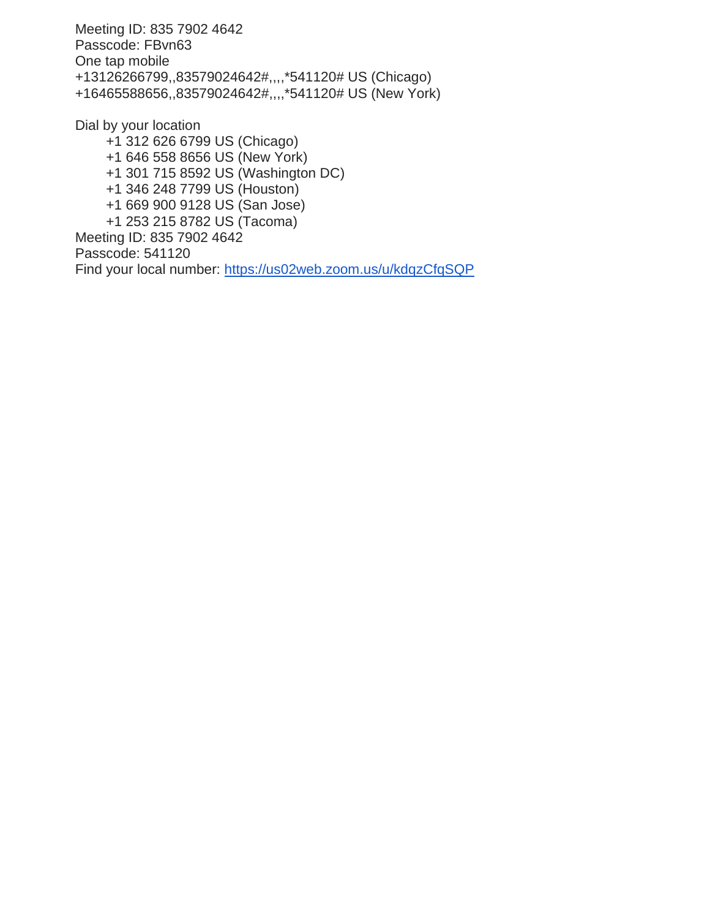Meeting ID: 835 7902 4642
Passcode: FBvn63
One tap mobile
+13126266799,,83579024642#,,,,*541120# US (Chicago)
+16465588656,,83579024642#,,,,*541120# US (New York)

Dial by your location

- +1 312 626 6799 US (Chicago)
- +1 646 558 8656 US (New York)
- +1 301 715 8592 US (Washington DC)
- +1 346 248 7799 US (Houston)
- +1 669 900 9128 US (San Jose)
- +1 253 215 8782 US (Tacoma)

Meeting ID: 835 7902 4642
Passcode: 541120
Find your local number: [https://us02web.zoom.us/u/kdqzCfqSQP](https://us02web.zoom.us/u/kdqzCfqSQP)